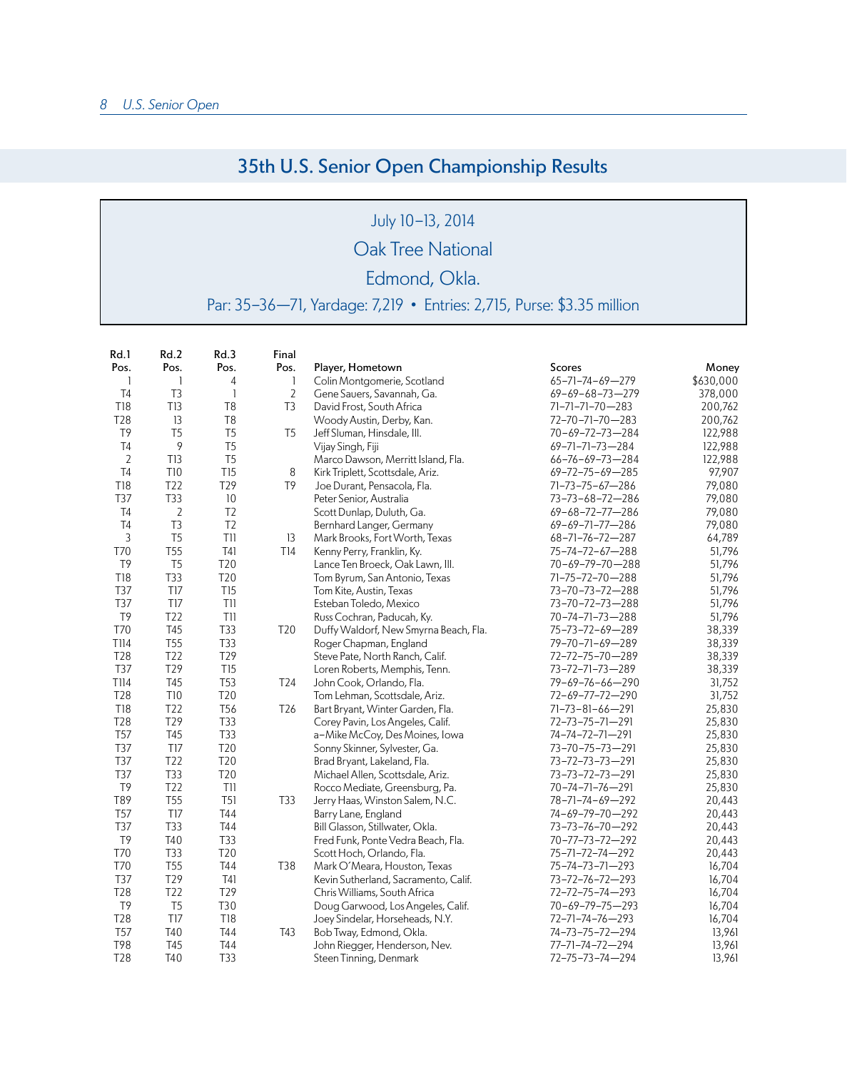# 35th U.S. Senior Open Championship Results

July 10–13, 2014

Oak Tree National

Edmond, Okla.

Par: 35–36—71, Yardage: 7,219 • Entries: 2,715, Purse: $3.35 million

| Rd.1 Pos. | Rd.2 Pos. | Rd.3 Pos. | Final Pos. | Player, Hometown | Scores | Money |
|---|---|---|---|---|---|---|
| 1 | 1 | 4 | 1 | Colin Montgomerie, Scotland | 65–71–74–69—279 | $630,000 |
| T4 | T3 | 1 | 2 | Gene Sauers, Savannah, Ga. | 69–69–68–73—279 | 378,000 |
| T18 | T13 | T8 | T3 | David Frost, South Africa | 71–71–71–70—283 | 200,762 |
| T28 | 13 | T8 | | Woody Austin, Derby, Kan. | 72–70–71–70—283 | 200,762 |
| T9 | T5 | T5 | T5 | Jeff Sluman, Hinsdale, Ill. | 70–69–72–73—284 | 122,988 |
| T4 | 9 | T5 | | Vijay Singh, Fiji | 69–71–71–73—284 | 122,988 |
| 2 | T13 | T5 | | Marco Dawson, Merritt Island, Fla. | 66–76–69–73—284 | 122,988 |
| T4 | T10 | T15 | 8 | Kirk Triplett, Scottsdale, Ariz. | 69–72–75–69—285 | 97,907 |
| T18 | T22 | T29 | T9 | Joe Durant, Pensacola, Fla. | 71–73–75–67—286 | 79,080 |
| T37 | T33 | 10 | | Peter Senior, Australia | 73–73–68–72—286 | 79,080 |
| T4 | 2 | T2 | | Scott Dunlap, Duluth, Ga. | 69–68–72–77—286 | 79,080 |
| T4 | T3 | T2 | | Bernhard Langer, Germany | 69–69–71–77—286 | 79,080 |
| 3 | T5 | T11 | 13 | Mark Brooks, Fort Worth, Texas | 68–71–76–72—287 | 64,789 |
| T70 | T55 | T41 | T14 | Kenny Perry, Franklin, Ky. | 75–74–72–67—288 | 51,796 |
| T9 | T5 | T20 | | Lance Ten Broeck, Oak Lawn, Ill. | 70–69–79–70—288 | 51,796 |
| T18 | T33 | T20 | | Tom Byrum, San Antonio, Texas | 71–75–72–70—288 | 51,796 |
| T37 | T17 | T15 | | Tom Kite, Austin, Texas | 73–70–73–72—288 | 51,796 |
| T37 | T17 | T11 | | Esteban Toledo, Mexico | 73–70–72–73—288 | 51,796 |
| T9 | T22 | T11 | | Russ Cochran, Paducah, Ky. | 70–74–71–73—288 | 51,796 |
| T70 | T45 | T33 | T20 | Duffy Waldorf, New Smyrna Beach, Fla. | 75–73–72–69—289 | 38,339 |
| T114 | T55 | T33 | | Roger Chapman, England | 79–70–71–69—289 | 38,339 |
| T28 | T22 | T29 | | Steve Pate, North Ranch, Calif. | 72–72–75–70—289 | 38,339 |
| T37 | T29 | T15 | | Loren Roberts, Memphis, Tenn. | 73–72–71–73—289 | 38,339 |
| T114 | T45 | T53 | T24 | John Cook, Orlando, Fla. | 79–69–76–66—290 | 31,752 |
| T28 | T10 | T20 | | Tom Lehman, Scottsdale, Ariz. | 72–69–77–72—290 | 31,752 |
| T18 | T22 | T56 | T26 | Bart Bryant, Winter Garden, Fla. | 71–73–81–66—291 | 25,830 |
| T28 | T29 | T33 | | Corey Pavin, Los Angeles, Calif. | 72–73–75–71—291 | 25,830 |
| T57 | T45 | T33 | | a–Mike McCoy, Des Moines, Iowa | 74–74–72–71—291 | 25,830 |
| T37 | T17 | T20 | | Sonny Skinner, Sylvester, Ga. | 73–70–75–73—291 | 25,830 |
| T37 | T22 | T20 | | Brad Bryant, Lakeland, Fla. | 73–72–73–73—291 | 25,830 |
| T37 | T33 | T20 | | Michael Allen, Scottsdale, Ariz. | 73–73–72–73—291 | 25,830 |
| T9 | T22 | T11 | | Rocco Mediate, Greensburg, Pa. | 70–74–71–76—291 | 25,830 |
| T89 | T55 | T51 | T33 | Jerry Haas, Winston Salem, N.C. | 78–71–74–69—292 | 20,443 |
| T57 | T17 | T44 | | Barry Lane, England | 74–69–79–70—292 | 20,443 |
| T37 | T33 | T44 | | Bill Glasson, Stillwater, Okla. | 73–73–76–70—292 | 20,443 |
| T9 | T40 | T33 | | Fred Funk, Ponte Vedra Beach, Fla. | 70–77–73–72—292 | 20,443 |
| T70 | T33 | T20 | | Scott Hoch, Orlando, Fla. | 75–71–72–74—292 | 20,443 |
| T70 | T55 | T44 | T38 | Mark O'Meara, Houston, Texas | 75–74–73–71—293 | 16,704 |
| T37 | T29 | T41 | | Kevin Sutherland, Sacramento, Calif. | 73–72–76–72—293 | 16,704 |
| T28 | T22 | T29 | | Chris Williams, South Africa | 72–72–75–74—293 | 16,704 |
| T9 | T5 | T30 | | Doug Garwood, Los Angeles, Calif. | 70–69–79–75—293 | 16,704 |
| T28 | T17 | T18 | | Joey Sindelar, Horseheads, N.Y. | 72–71–74–76—293 | 16,704 |
| T57 | T40 | T44 | T43 | Bob Tway, Edmond, Okla. | 74–73–75–72—294 | 13,961 |
| T98 | T45 | T44 | | John Riegger, Henderson, Nev. | 77–71–74–72—294 | 13,961 |
| T28 | T40 | T33 | | Steen Tinning, Denmark | 72–75–73–74—294 | 13,961 |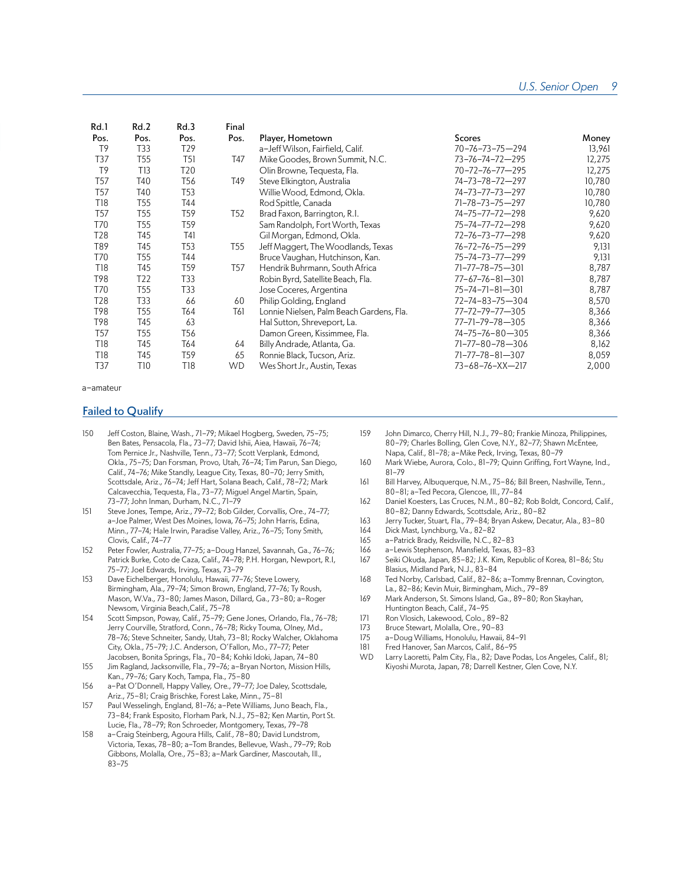| Rd.1 Pos. | Rd.2 Pos. | Rd.3 Pos. | Final Pos. | Player, Hometown | Scores | Money |
|---|---|---|---|---|---|---|
| T9 | T33 | T29 | | a–Jeff Wilson, Fairfield, Calif. | 70–76–73–75—294 | 13,961 |
| T37 | T55 | T51 | T47 | Mike Goodes, Brown Summit, N.C. | 73–76–74–72—295 | 12,275 |
| T9 | T13 | T20 | | Olin Browne, Tequesta, Fla. | 70–72–76–77—295 | 12,275 |
| T57 | T40 | T56 | T49 | Steve Elkington, Australia | 74–73–78–72—297 | 10,780 |
| T57 | T40 | T53 | | Willie Wood, Edmond, Okla. | 74–73–77–73—297 | 10,780 |
| T18 | T55 | T44 | | Rod Spittle, Canada | 71–78–73–75—297 | 10,780 |
| T57 | T55 | T59 | T52 | Brad Faxon, Barrington, R.I. | 74–75–77–72—298 | 9,620 |
| T70 | T55 | T59 | | Sam Randolph, Fort Worth, Texas | 75–74–77–72—298 | 9,620 |
| T28 | T45 | T41 | | Gil Morgan, Edmond, Okla. | 72–76–73–77—298 | 9,620 |
| T89 | T45 | T53 | T55 | Jeff Maggert, The Woodlands, Texas | 76–72–76–75—299 | 9,131 |
| T70 | T55 | T44 | | Bruce Vaughan, Hutchinson, Kan. | 75–74–73–77—299 | 9,131 |
| T18 | T45 | T59 | T57 | Hendrik Buhrmann, South Africa | 71–77–78–75—301 | 8,787 |
| T98 | T22 | T33 | | Robin Byrd, Satellite Beach, Fla. | 77–67–76–81—301 | 8,787 |
| T70 | T55 | T33 | | Jose Coceres, Argentina | 75–74–71–81—301 | 8,787 |
| T28 | T33 | 66 | 60 | Philip Golding, England | 72–74–83–75—304 | 8,570 |
| T98 | T55 | T64 | T61 | Lonnie Nielsen, Palm Beach Gardens, Fla. | 77–72–79–77—305 | 8,366 |
| T98 | T45 | 63 | | Hal Sutton, Shreveport, La. | 77–71–79–78—305 | 8,366 |
| T57 | T55 | T56 | | Damon Green, Kissimmee, Fla. | 74–75–76–80—305 | 8,366 |
| T18 | T45 | T64 | 64 | Billy Andrade, Atlanta, Ga. | 71–77–80–78—306 | 8,162 |
| T18 | T45 | T59 | 65 | Ronnie Black, Tucson, Ariz. | 71–77–78–81—307 | 8,059 |
| T37 | T10 | T18 | WD | Wes Short Jr., Austin, Texas | 73–68–76–XX—217 | 2,000 |

a–amateur

## Failed to Qualify

150 Jeff Coston, Blaine, Wash., 71–79; Mikael Hogberg, Sweden, 75–75; Ben Bates, Pensacola, Fla., 73–77; David Ishii, Aiea, Hawaii, 76–74; Tom Pernice Jr., Nashville, Tenn., 73–77; Scott Verplank, Edmond, Okla., 75–75; Dan Forsman, Provo, Utah, 76–74; Tim Parun, San Diego, Calif., 74–76; Mike Standly, League City, Texas, 80–70; Jerry Smith, Scottsdale, Ariz., 76–74; Jeff Hart, Solana Beach, Calif., 78–72; Mark Calcavecchia, Tequesta, Fla., 73–77; Miguel Angel Martin, Spain, 73–77; John Inman, Durham, N.C., 71–79

151 Steve Jones, Tempe, Ariz., 79–72; Bob Gilder, Corvallis, Ore., 74–77; a–Joe Palmer, West Des Moines, Iowa, 76–75; John Harris, Edina, Minn., 77–74; Hale Irwin, Paradise Valley, Ariz., 76–75; Tony Smith, Clovis, Calif., 74–77

152 Peter Fowler, Australia, 77–75; a–Doug Hanzel, Savannah, Ga., 76–76; Patrick Burke, Coto de Caza, Calif., 74–78; P.H. Horgan, Newport, R.I, 75–77; Joel Edwards, Irving, Texas, 73–79

153 Dave Eichelberger, Honolulu, Hawaii, 77–76; Steve Lowery, Birmingham, Ala., 79–74; Simon Brown, England, 77–76; Ty Roush, Mason, W.Va., 73–80; James Mason, Dillard, Ga., 73–80; a–Roger Newsom, Virginia Beach,Calif., 75–78

154 Scott Simpson, Poway, Calif., 75–79; Gene Jones, Orlando, Fla., 76–78; Jerry Courville, Stratford, Conn., 76–78; Ricky Touma, Olney, Md., 78–76; Steve Schneiter, Sandy, Utah, 73–81; Rocky Walcher, Oklahoma City, Okla., 75–79; J.C. Anderson, O'Fallon, Mo., 77–77; Peter Jacobsen, Bonita Springs, Fla., 70–84; Kohki Idoki, Japan, 74–80

155 Jim Ragland, Jacksonville, Fla., 79–76; a–Bryan Norton, Mission Hills, Kan., 79–76; Gary Koch, Tampa, Fla., 75–80

156 a–Pat O'Donnell, Happy Valley, Ore., 79–77; Joe Daley, Scottsdale, Ariz., 75–81; Craig Brischke, Forest Lake, Minn., 75–81

157 Paul Wesselingh, England, 81–76; a–Pete Williams, Juno Beach, Fla., 73–84; Frank Esposito, Florham Park, N.J., 75–82; Ken Martin, Port St. Lucie, Fla., 78–79; Ron Schroeder, Montgomery, Texas, 79–78

158 a–Craig Steinberg, Agoura Hills, Calif., 78–80; David Lundstrom, Victoria, Texas, 78–80; a–Tom Brandes, Bellevue, Wash., 79–79; Rob Gibbons, Molalla, Ore., 75–83; a–Mark Gardiner, Mascoutah, Ill., 83–75

159 John Dimarco, Cherry Hill, N.J., 79–80; Frankie Minoza, Philippines, 80–79; Charles Bolling, Glen Cove, N.Y., 82–77; Shawn McEntee, Napa, Calif., 81–78; a–Mike Peck, Irving, Texas, 80–79

160 Mark Wiebe, Aurora, Colo., 81–79; Quinn Griffing, Fort Wayne, Ind., 81–79

161 Bill Harvey, Albuquerque, N.M., 75–86; Bill Breen, Nashville, Tenn., 80–81; a–Ted Pecora, Glencoe, Ill., 77–84

162 Daniel Koesters, Las Cruces, N.M., 80–82; Rob Boldt, Concord, Calif., 80–82; Danny Edwards, Scottsdale, Ariz., 80–82

163 Jerry Tucker, Stuart, Fla., 79–84; Bryan Askew, Decatur, Ala., 83–80

164 Dick Mast, Lynchburg, Va., 82–82

165 a–Patrick Brady, Reidsville, N.C., 82–83

166 a–Lewis Stephenson, Mansfield, Texas, 83–83

167 Seiki Okuda, Japan, 85–82; J.K. Kim, Republic of Korea, 81–86; Stu Blasius, Midland Park, N.J., 83–84

168 Ted Norby, Carlsbad, Calif., 82–86; a–Tommy Brennan, Covington, La., 82–86; Kevin Muir, Birmingham, Mich., 79–89

169 Mark Anderson, St. Simons Island, Ga., 89–80; Ron Skayhan, Huntington Beach, Calif., 74–95

171 Ron Vlosich, Lakewood, Colo., 89–82

173 Bruce Stewart, Molalla, Ore., 90–83

175 a–Doug Williams, Honolulu, Hawaii, 84–91

181 Fred Hanover, San Marcos, Calif., 86–95

WD Larry Laoretti, Palm City, Fla., 82; Dave Podas, Los Angeles, Calif., 81; Kiyoshi Murota, Japan, 78; Darrell Kestner, Glen Cove, N.Y.